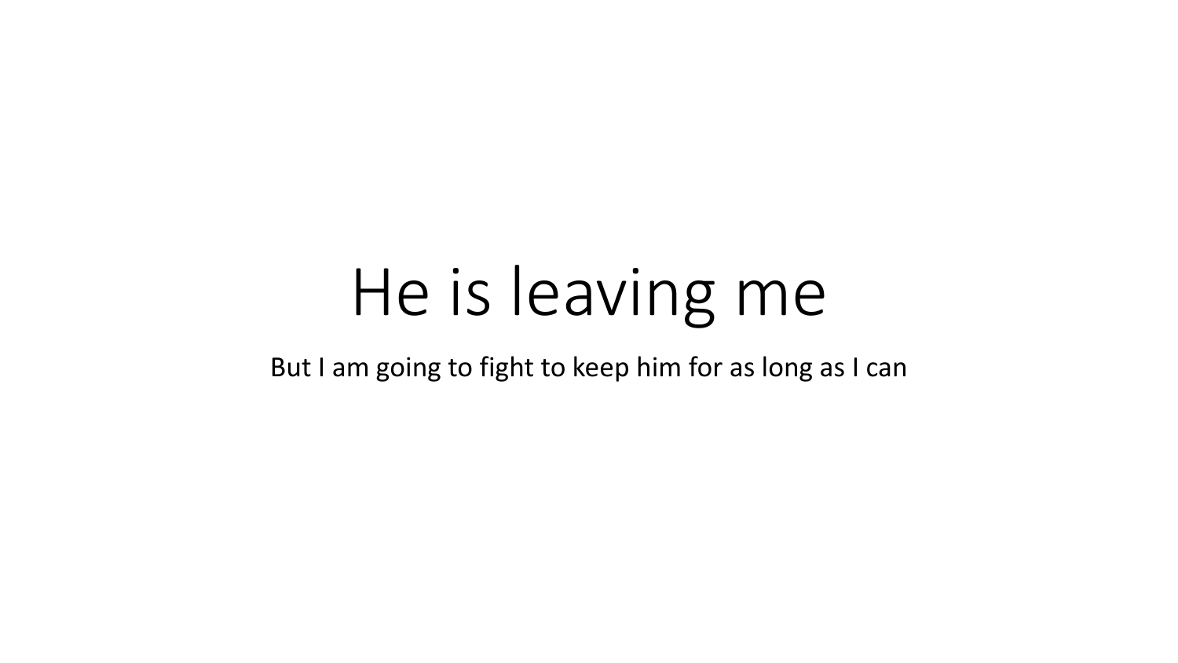# He is leaving me

But I am going to fight to keep him for as long as I can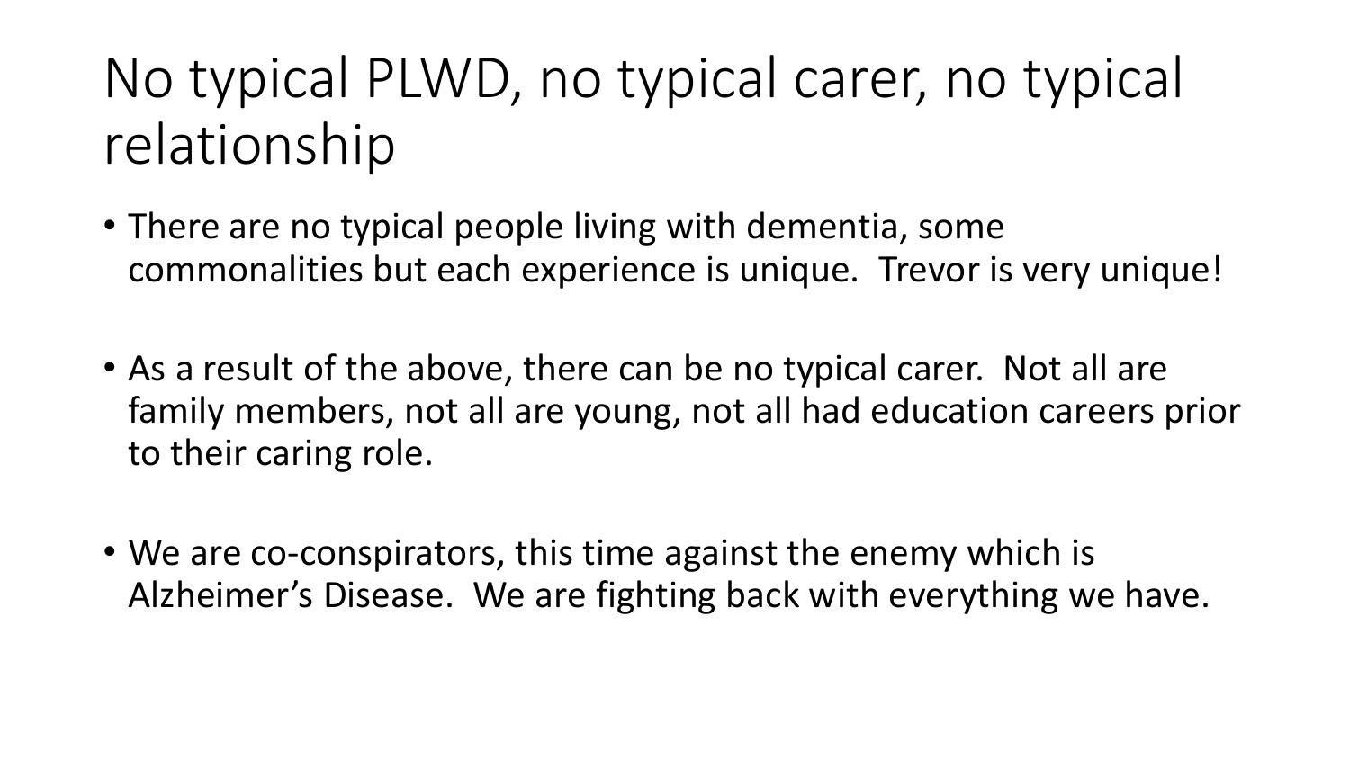# No typical PLWD, no typical carer, no typical relationship

- There are no typical people living with dementia, some commonalities but each experience is unique. Trevor is very unique!

- As a result of the above, there can be no typical carer. Not all are family members, not all are young, not all had education careers prior to their caring role.

- We are co-conspirators, this time against the enemy which is Alzheimer's Disease. We are fighting back with everything we have.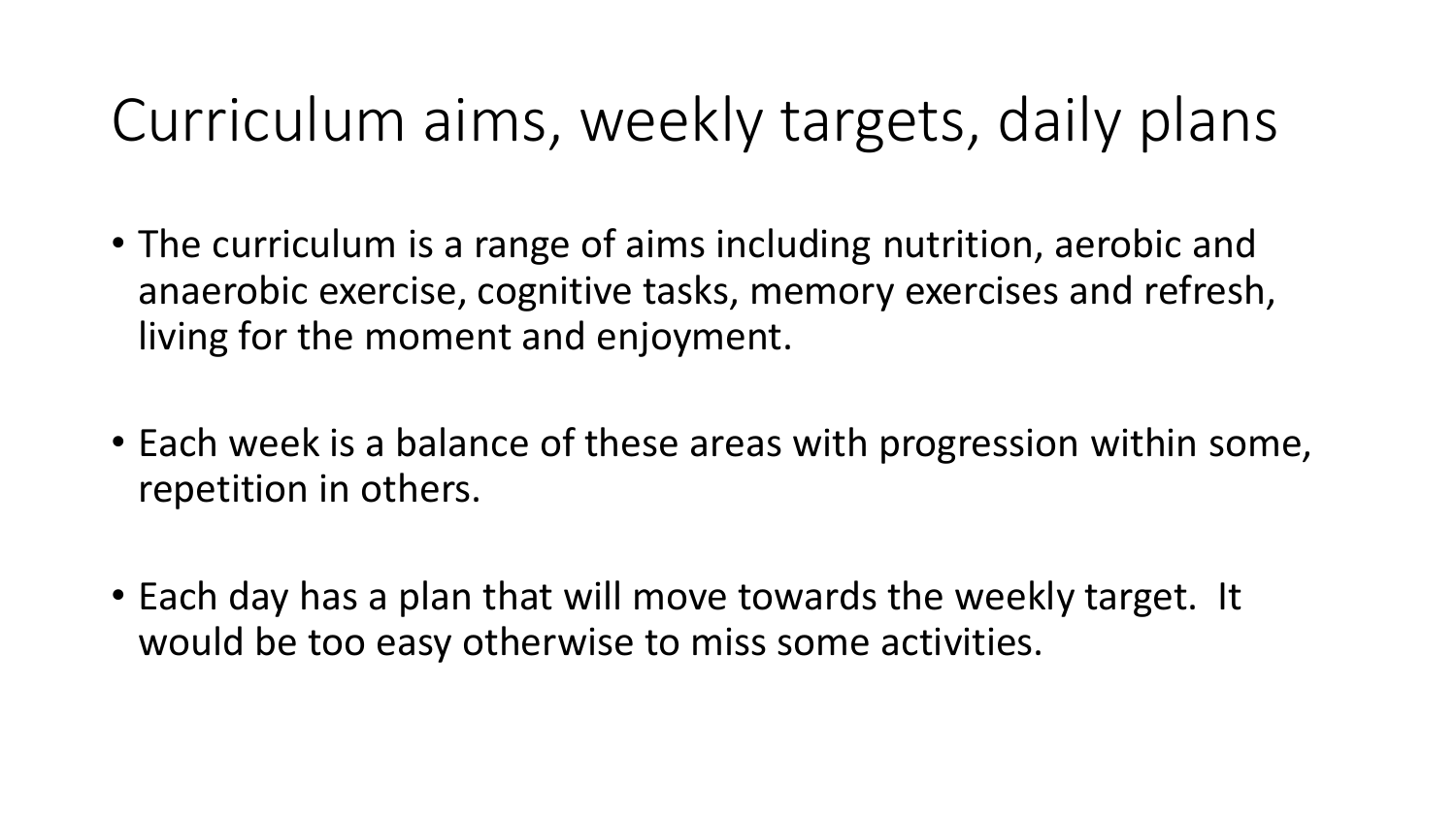# Curriculum aims, weekly targets, daily plans

- The curriculum is a range of aims including nutrition, aerobic and anaerobic exercise, cognitive tasks, memory exercises and refresh, living for the moment and enjoyment.

- Each week is a balance of these areas with progression within some, repetition in others.

- Each day has a plan that will move towards the weekly target. It would be too easy otherwise to miss some activities.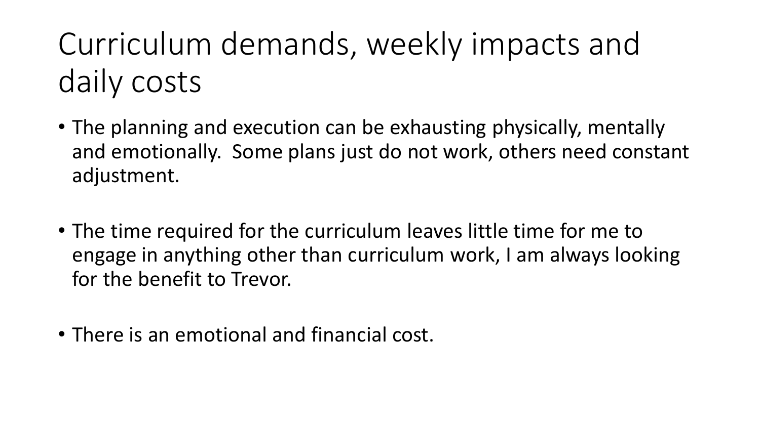# Curriculum demands, weekly impacts and daily costs

- The planning and execution can be exhausting physically, mentally and emotionally. Some plans just do not work, others need constant adjustment.
- The time required for the curriculum leaves little time for me to engage in anything other than curriculum work, I am always looking for the benefit to Trevor.
- There is an emotional and financial cost.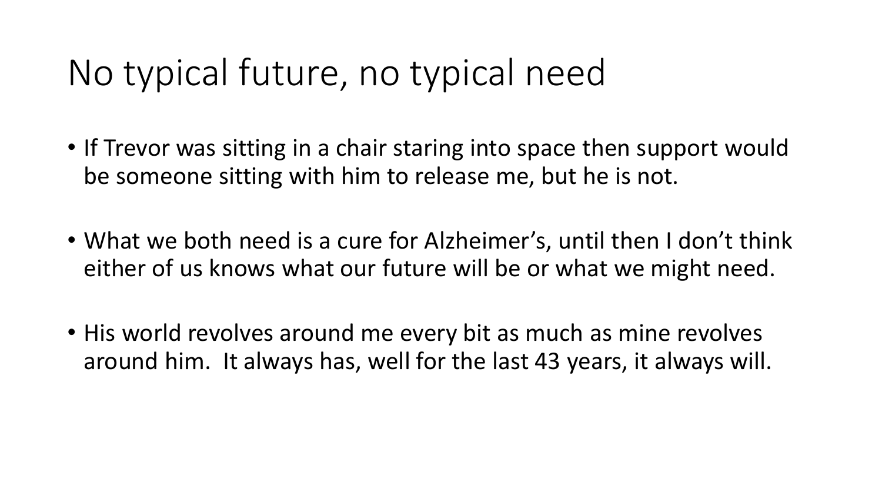# No typical future, no typical need

- If Trevor was sitting in a chair staring into space then support would be someone sitting with him to release me, but he is not.
- What we both need is a cure for Alzheimer's, until then I don't think either of us knows what our future will be or what we might need.
- His world revolves around me every bit as much as mine revolves around him. It always has, well for the last 43 years, it always will.